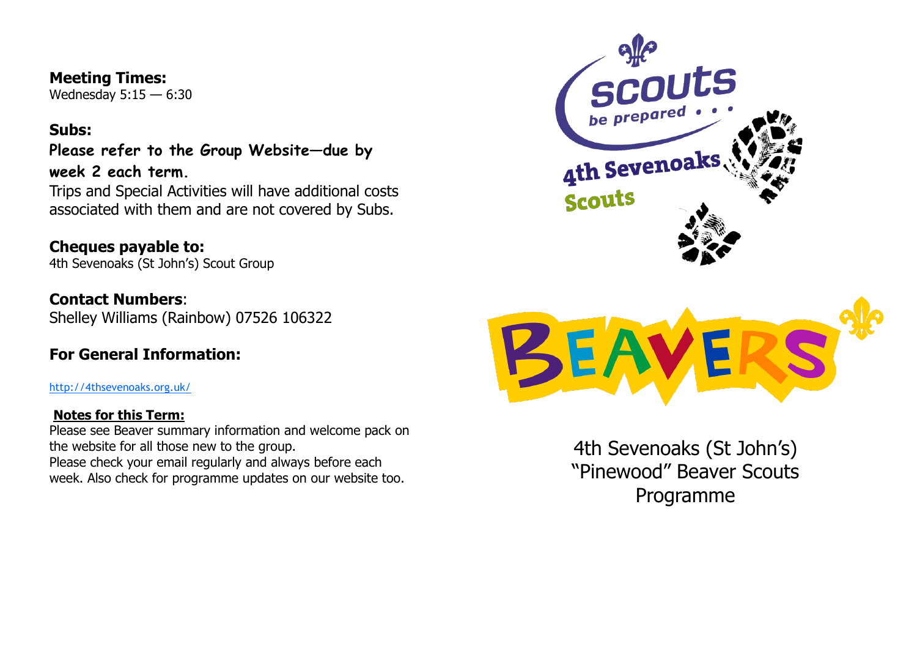**Meeting Times:**
Wednesday 5:15 — 6:30

**Subs:**

**Please refer to the Group Website—due by week 2 each term.**

Trips and Special Activities will have additional costs associated with them and are not covered by Subs.

**Cheques payable to:**
4th Sevenoaks (St John's) Scout Group

**Contact Numbers**:
Shelley Williams (Rainbow) 07526 106322

**For General Information:**

http://4thsevenoaks.org.uk/

**Notes for this Term:**

Please see Beaver summary information and welcome pack on the website for all those new to the group.
Please check your email regularly and always before each week. Also check for programme updates on our website too.

scouts
be prepared . . .

4th Sevenoaks
Scouts

BEAVERS

4th Sevenoaks (St John's)
"Pinewood" Beaver Scouts
Programme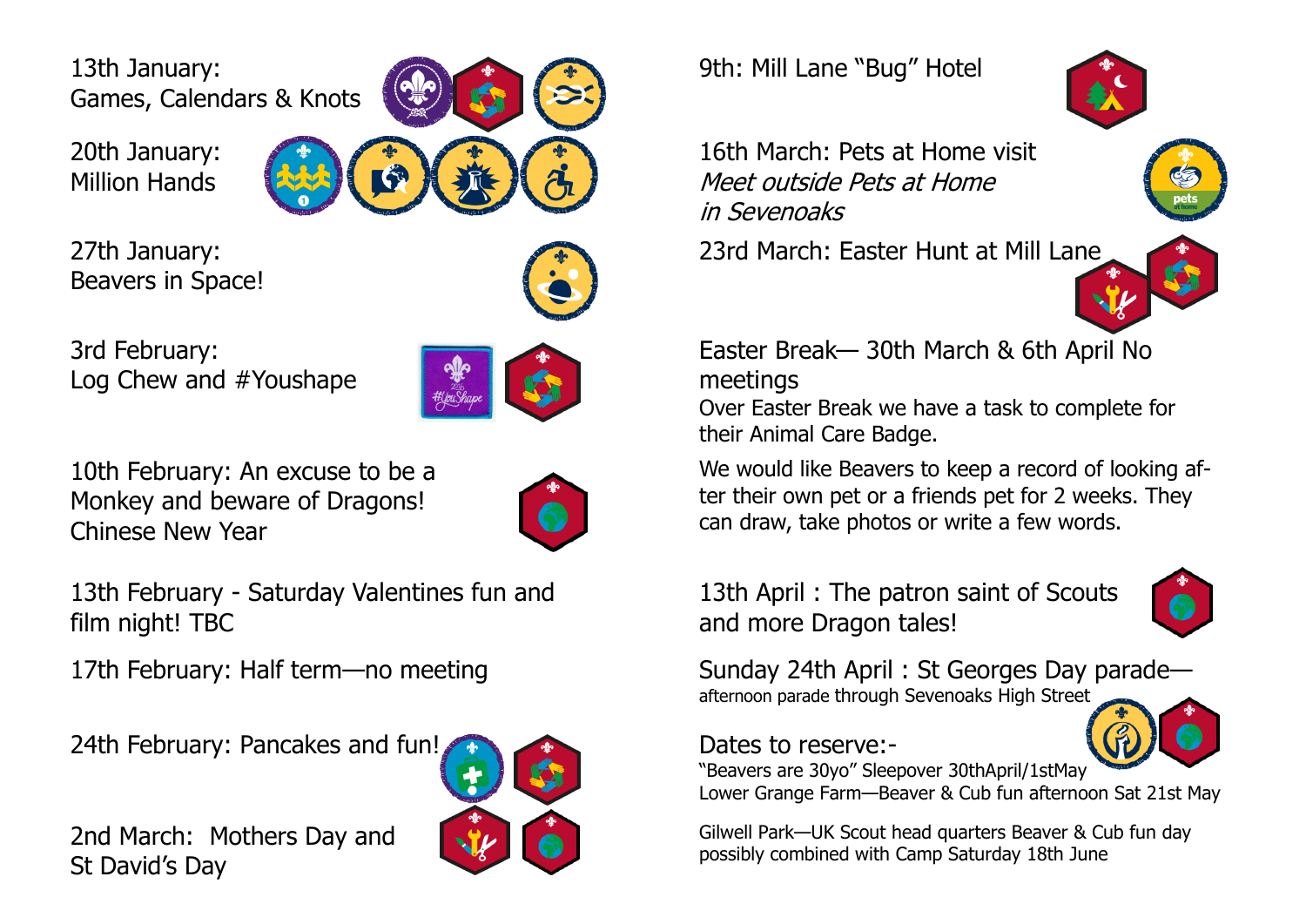13th January:
Games, Calendars & Knots

20th January:
Million Hands

27th January:
Beavers in Space!

3rd February:
Log Chew and #Youshape

10th February: An excuse to be a Monkey and beware of Dragons! Chinese New Year

13th February - Saturday Valentines fun and film night! TBC

17th February: Half term—no meeting

24th February: Pancakes and fun!

2nd March: Mothers Day and St David's Day

9th: Mill Lane "Bug" Hotel

16th March: Pets at Home visit
*Meet outside Pets at Home in Sevenoaks*

23rd March: Easter Hunt at Mill Lane

Easter Break— 30th March & 6th April No meetings

Over Easter Break we have a task to complete for their Animal Care Badge.

We would like Beavers to keep a record of looking after their own pet or a friends pet for 2 weeks. They can draw, take photos or write a few words.

13th April : The patron saint of Scouts and more Dragon tales!

Sunday 24th April : St Georges Day parade—
afternoon parade through Sevenoaks High Street

Dates to reserve:-

"Beavers are 30yo" Sleepover 30thApril/1stMay

Lower Grange Farm—Beaver & Cub fun afternoon Sat 21st May

Gilwell Park—UK Scout head quarters Beaver & Cub fun day possibly combined with Camp Saturday 18th June